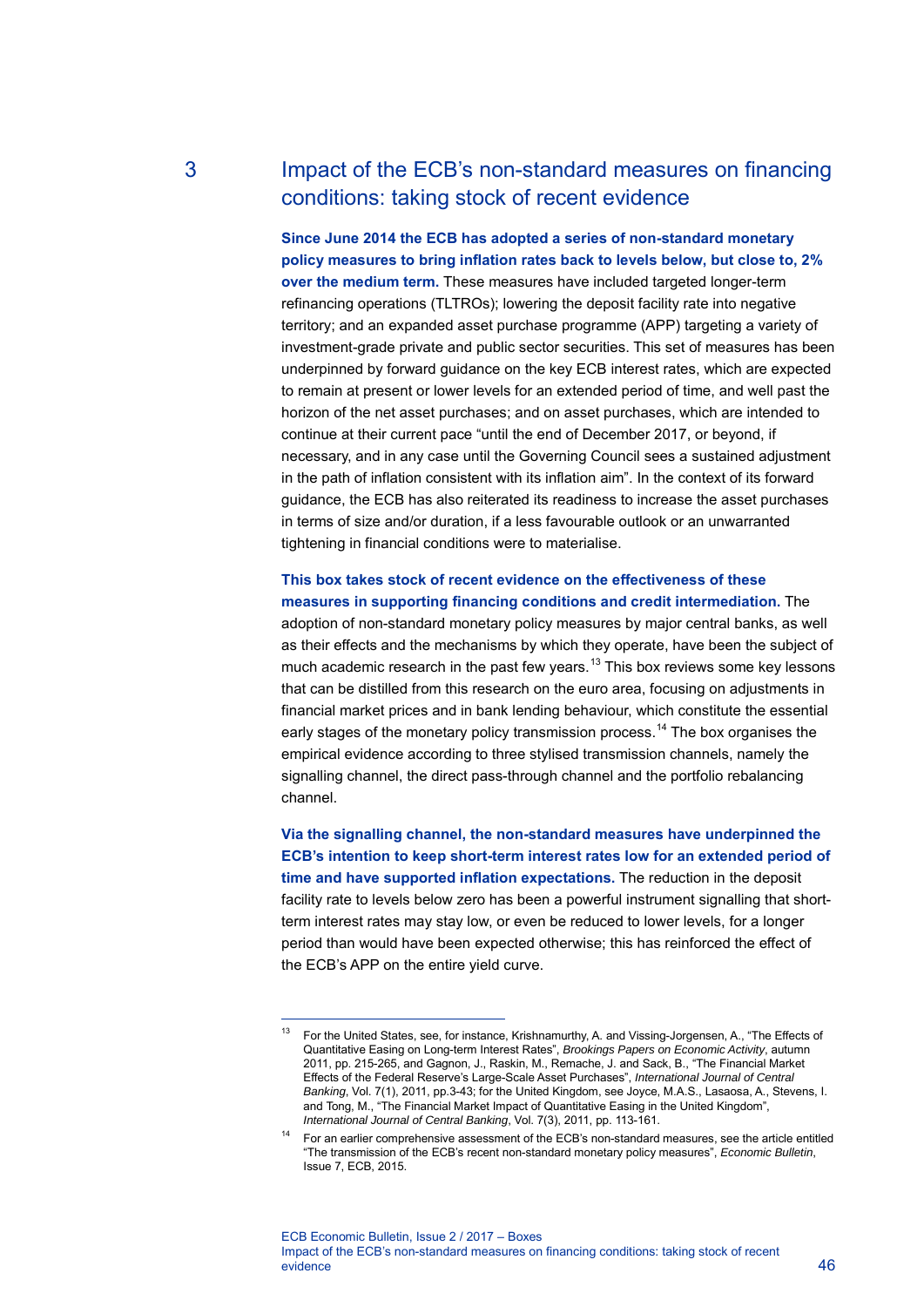## 3 Impact of the ECB's non-standard measures on financing conditions: taking stock of recent evidence

**Since June 2014 the ECB has adopted a series of non-standard monetary policy measures to bring inflation rates back to levels below, but close to, 2% over the medium term.** These measures have included targeted longer-term refinancing operations (TLTROs); lowering the deposit facility rate into negative territory; and an expanded asset purchase programme (APP) targeting a variety of investment-grade private and public sector securities. This set of measures has been underpinned by forward guidance on the key ECB interest rates, which are expected to remain at present or lower levels for an extended period of time, and well past the horizon of the net asset purchases; and on asset purchases, which are intended to continue at their current pace "until the end of December 2017, or beyond, if necessary, and in any case until the Governing Council sees a sustained adjustment in the path of inflation consistent with its inflation aim". In the context of its forward guidance, the ECB has also reiterated its readiness to increase the asset purchases in terms of size and/or duration, if a less favourable outlook or an unwarranted tightening in financial conditions were to materialise.

**This box takes stock of recent evidence on the effectiveness of these measures in supporting financing conditions and credit intermediation.** The adoption of non-standard monetary policy measures by major central banks, as well as their effects and the mechanisms by which they operate, have been the subject of much academic research in the past few years.[13] This box reviews some key lessons that can be distilled from this research on the euro area, focusing on adjustments in financial market prices and in bank lending behaviour, which constitute the essential early stages of the monetary policy transmission process.[14] The box organises the empirical evidence according to three stylised transmission channels, namely the signalling channel, the direct pass-through channel and the portfolio rebalancing channel.

**Via the signalling channel, the non-standard measures have underpinned the ECB's intention to keep short-term interest rates low for an extended period of time and have supported inflation expectations.** The reduction in the deposit facility rate to levels below zero has been a powerful instrument signalling that short-term interest rates may stay low, or even be reduced to lower levels, for a longer period than would have been expected otherwise; this has reinforced the effect of the ECB's APP on the entire yield curve.

---

[13] For the United States, see, for instance, Krishnamurthy, A. and Vissing-Jorgensen, A., "The Effects of Quantitative Easing on Long-term Interest Rates", *Brookings Papers on Economic Activity*, autumn 2011, pp. 215-265, and Gagnon, J., Raskin, M., Remache, J. and Sack, B., "The Financial Market Effects of the Federal Reserve's Large-Scale Asset Purchases", *International Journal of Central Banking*, Vol. 7(1), 2011, pp.3-43; for the United Kingdom, see Joyce, M.A.S., Lasaosa, A., Stevens, I. and Tong, M., "The Financial Market Impact of Quantitative Easing in the United Kingdom", *International Journal of Central Banking*, Vol. 7(3), 2011, pp. 113-161.

[14] For an earlier comprehensive assessment of the ECB's non-standard measures, see the article entitled "The transmission of the ECB's recent non-standard monetary policy measures", *Economic Bulletin*, Issue 7, ECB, 2015.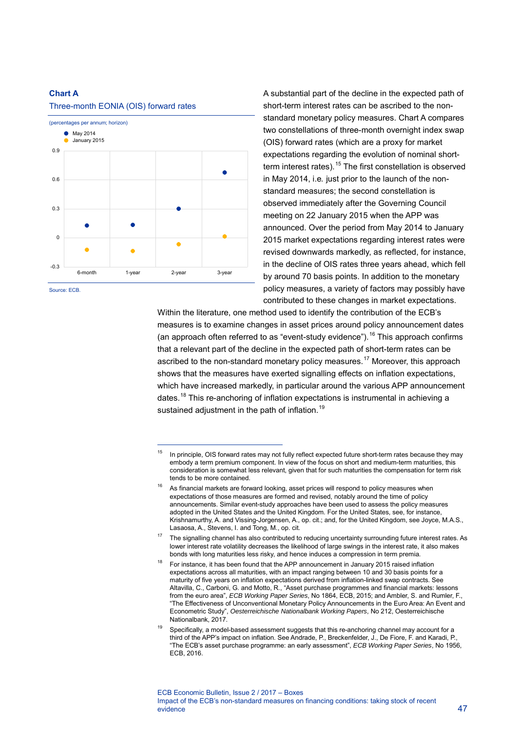**Chart A**

Three-month EONIA (OIS) forward rates

(percentages per annum; horizon)

Source: ECB.

A substantial part of the decline in the expected path of short-term interest rates can be ascribed to the non-standard monetary policy measures. Chart A compares two constellations of three-month overnight index swap (OIS) forward rates (which are a proxy for market expectations regarding the evolution of nominal short-term interest rates).[15] The first constellation is observed in May 2014, i.e. just prior to the launch of the non-standard measures; the second constellation is observed immediately after the Governing Council meeting on 22 January 2015 when the APP was announced. Over the period from May 2014 to January 2015 market expectations regarding interest rates were revised downwards markedly, as reflected, for instance, in the decline of OIS rates three years ahead, which fell by around 70 basis points. In addition to the monetary policy measures, a variety of factors may possibly have contributed to these changes in market expectations.

Within the literature, one method used to identify the contribution of the ECB's measures is to examine changes in asset prices around policy announcement dates (an approach often referred to as "event-study evidence").[16] This approach confirms that a relevant part of the decline in the expected path of short-term rates can be ascribed to the non-standard monetary policy measures.[17] Moreover, this approach shows that the measures have exerted signalling effects on inflation expectations, which have increased markedly, in particular around the various APP announcement dates.[18] This re-anchoring of inflation expectations is instrumental in achieving a sustained adjustment in the path of inflation.[19]

---

[15] In principle, OIS forward rates may not fully reflect expected future short-term rates because they may embody a term premium component. In view of the focus on short and medium-term maturities, this consideration is somewhat less relevant, given that for such maturities the compensation for term risk tends to be more contained.

[16] As financial markets are forward looking, asset prices will respond to policy measures when expectations of those measures are formed and revised, notably around the time of policy announcements. Similar event-study approaches have been used to assess the policy measures adopted in the United States and the United Kingdom. For the United States, see, for instance, Krishnamurthy, A. and Vissing-Jorgensen, A., op. cit.; and, for the United Kingdom, see Joyce, M.A.S., Lasaosa, A., Stevens, I. and Tong, M., op. cit.

[17] The signalling channel has also contributed to reducing uncertainty surrounding future interest rates. As lower interest rate volatility decreases the likelihood of large swings in the interest rate, it also makes bonds with long maturities less risky, and hence induces a compression in term premia.

[18] For instance, it has been found that the APP announcement in January 2015 raised inflation expectations across all maturities, with an impact ranging between 10 and 30 basis points for a maturity of five years on inflation expectations derived from inflation-linked swap contracts. See Altavilla, C., Carboni, G. and Motto, R., "Asset purchase programmes and financial markets: lessons from the euro area", *ECB Working Paper Series*, No 1864, ECB, 2015; and Ambler, S. and Rumler, F., "The Effectiveness of Unconventional Monetary Policy Announcements in the Euro Area: An Event and Econometric Study", *Oesterreichische Nationalbank Working Papers*, No 212, Oesterreichische Nationalbank, 2017.

[19] Specifically, a model-based assessment suggests that this re-anchoring channel may account for a third of the APP's impact on inflation. See Andrade, P., Breckenfelder, J., De Fiore, F. and Karadi, P., "The ECB's asset purchase programme: an early assessment", *ECB Working Paper Series*, No 1956, ECB, 2016.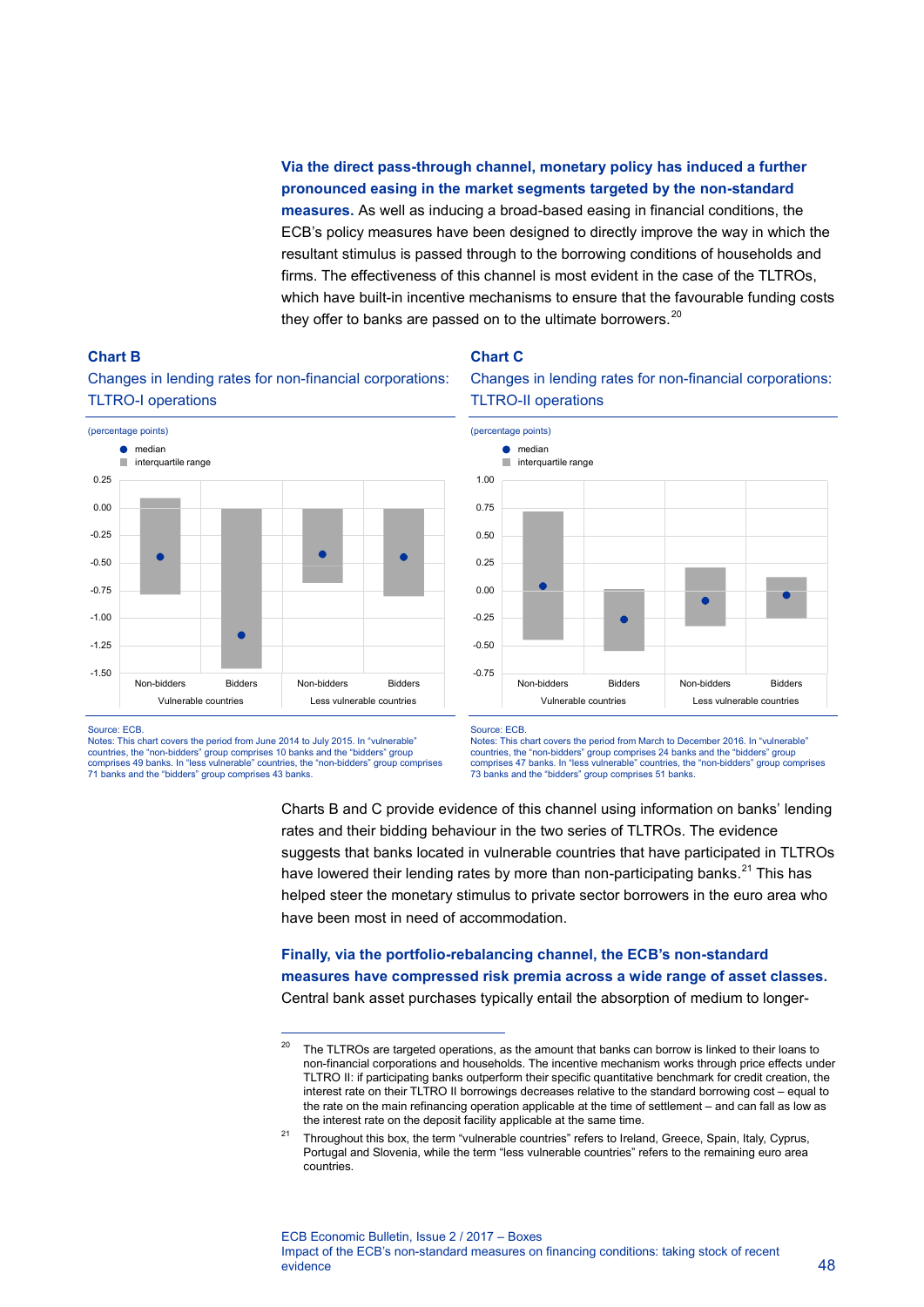**Via the direct pass-through channel, monetary policy has induced a further pronounced easing in the market segments targeted by the non-standard measures.** As well as inducing a broad-based easing in financial conditions, the ECB's policy measures have been designed to directly improve the way in which the resultant stimulus is passed through to the borrowing conditions of households and firms. The effectiveness of this channel is most evident in the case of the TLTROs, which have built-in incentive mechanisms to ensure that the favourable funding costs they offer to banks are passed on to the ultimate borrowers.[20]

**Chart B**

Changes in lending rates for non-financial corporations: TLTRO-I operations

(percentage points)

Source: ECB.
Notes: This chart covers the period from June 2014 to July 2015. In "vulnerable" countries, the "non-bidders" group comprises 10 banks and the "bidders" group comprises 49 banks. In "less vulnerable" countries, the "non-bidders" group comprises 71 banks and the "bidders" group comprises 43 banks.

**Chart C**

Changes in lending rates for non-financial corporations: TLTRO-II operations

(percentage points)

Source: ECB.
Notes: This chart covers the period from March to December 2016. In "vulnerable" countries, the "non-bidders" group comprises 24 banks and the "bidders" group comprises 47 banks. In "less vulnerable" countries, the "non-bidders" group comprises 73 banks and the "bidders" group comprises 51 banks.

Charts B and C provide evidence of this channel using information on banks' lending rates and their bidding behaviour in the two series of TLTROs. The evidence suggests that banks located in vulnerable countries that have participated in TLTROs have lowered their lending rates by more than non-participating banks.[21] This has helped steer the monetary stimulus to private sector borrowers in the euro area who have been most in need of accommodation.

**Finally, via the portfolio-rebalancing channel, the ECB's non-standard measures have compressed risk premia across a wide range of asset classes.** Central bank asset purchases typically entail the absorption of medium to longer-

[20] The TLTROs are targeted operations, as the amount that banks can borrow is linked to their loans to non-financial corporations and households. The incentive mechanism works through price effects under TLTRO II: if participating banks outperform their specific quantitative benchmark for credit creation, the interest rate on their TLTRO II borrowings decreases relative to the standard borrowing cost – equal to the rate on the main refinancing operation applicable at the time of settlement – and can fall as low as the interest rate on the deposit facility applicable at the same time.

[21] Throughout this box, the term "vulnerable countries" refers to Ireland, Greece, Spain, Italy, Cyprus, Portugal and Slovenia, while the term "less vulnerable countries" refers to the remaining euro area countries.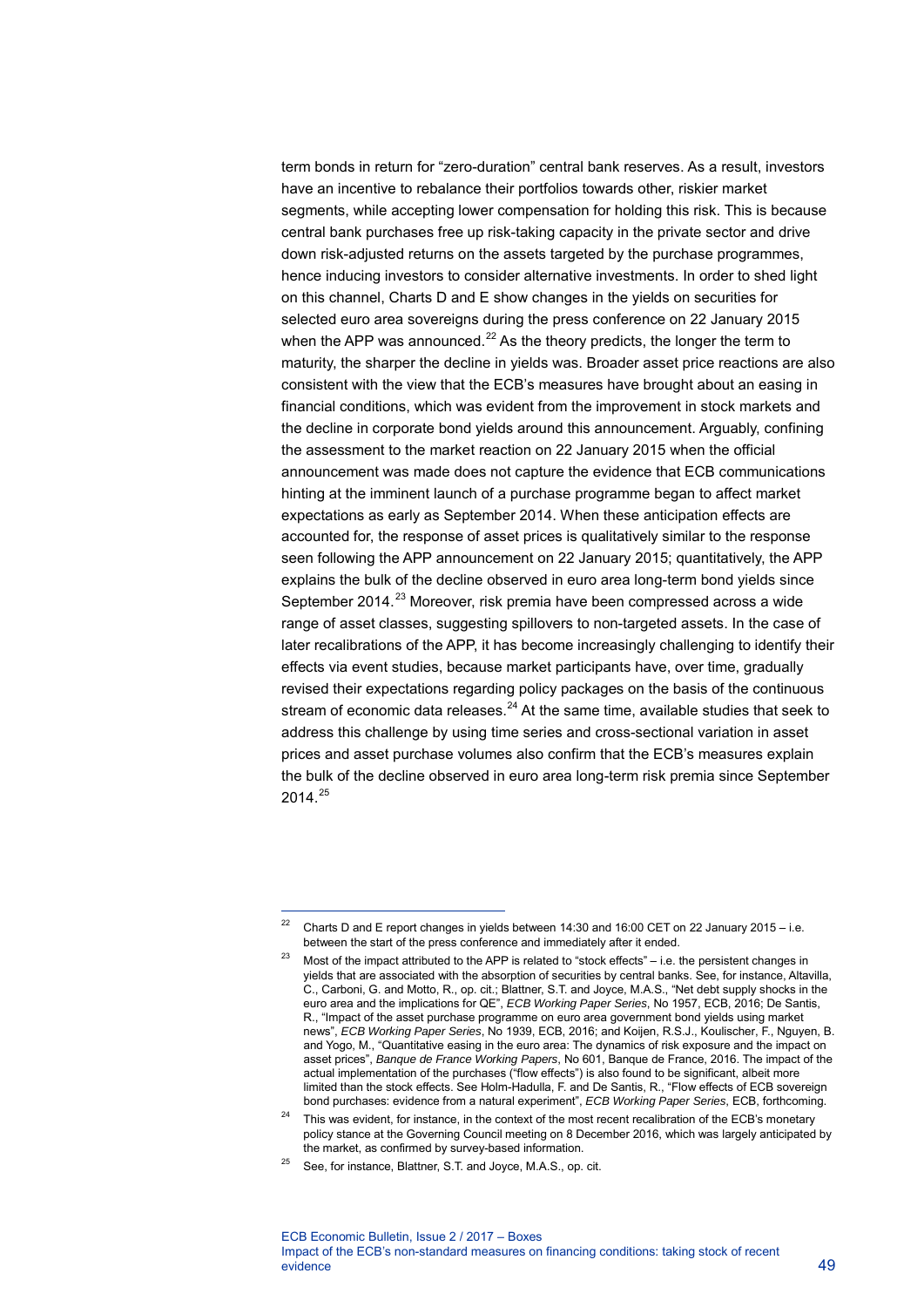term bonds in return for "zero-duration" central bank reserves. As a result, investors have an incentive to rebalance their portfolios towards other, riskier market segments, while accepting lower compensation for holding this risk. This is because central bank purchases free up risk-taking capacity in the private sector and drive down risk-adjusted returns on the assets targeted by the purchase programmes, hence inducing investors to consider alternative investments. In order to shed light on this channel, Charts D and E show changes in the yields on securities for selected euro area sovereigns during the press conference on 22 January 2015 when the APP was announced.[22] As the theory predicts, the longer the term to maturity, the sharper the decline in yields was. Broader asset price reactions are also consistent with the view that the ECB's measures have brought about an easing in financial conditions, which was evident from the improvement in stock markets and the decline in corporate bond yields around this announcement. Arguably, confining the assessment to the market reaction on 22 January 2015 when the official announcement was made does not capture the evidence that ECB communications hinting at the imminent launch of a purchase programme began to affect market expectations as early as September 2014. When these anticipation effects are accounted for, the response of asset prices is qualitatively similar to the response seen following the APP announcement on 22 January 2015; quantitatively, the APP explains the bulk of the decline observed in euro area long-term bond yields since September 2014.[23] Moreover, risk premia have been compressed across a wide range of asset classes, suggesting spillovers to non-targeted assets. In the case of later recalibrations of the APP, it has become increasingly challenging to identify their effects via event studies, because market participants have, over time, gradually revised their expectations regarding policy packages on the basis of the continuous stream of economic data releases.[24] At the same time, available studies that seek to address this challenge by using time series and cross-sectional variation in asset prices and asset purchase volumes also confirm that the ECB's measures explain the bulk of the decline observed in euro area long-term risk premia since September 2014.[25]

---

[22] Charts D and E report changes in yields between 14:30 and 16:00 CET on 22 January 2015 – i.e. between the start of the press conference and immediately after it ended.

[23] Most of the impact attributed to the APP is related to "stock effects" – i.e. the persistent changes in yields that are associated with the absorption of securities by central banks. See, for instance, Altavilla, C., Carboni, G. and Motto, R., op. cit.; Blattner, S.T. and Joyce, M.A.S., "Net debt supply shocks in the euro area and the implications for QE", *ECB Working Paper Series*, No 1957, ECB, 2016; De Santis, R., "Impact of the asset purchase programme on euro area government bond yields using market news", *ECB Working Paper Series*, No 1939, ECB, 2016; and Koijen, R.S.J., Koulischer, F., Nguyen, B. and Yogo, M., "Quantitative easing in the euro area: The dynamics of risk exposure and the impact on asset prices", *Banque de France Working Papers*, No 601, Banque de France, 2016. The impact of the actual implementation of the purchases ("flow effects") is also found to be significant, albeit more limited than the stock effects. See Holm-Hadulla, F. and De Santis, R., "Flow effects of ECB sovereign bond purchases: evidence from a natural experiment", *ECB Working Paper Series*, ECB, forthcoming.

[24] This was evident, for instance, in the context of the most recent recalibration of the ECB's monetary policy stance at the Governing Council meeting on 8 December 2016, which was largely anticipated by the market, as confirmed by survey-based information.

[25] See, for instance, Blattner, S.T. and Joyce, M.A.S., op. cit.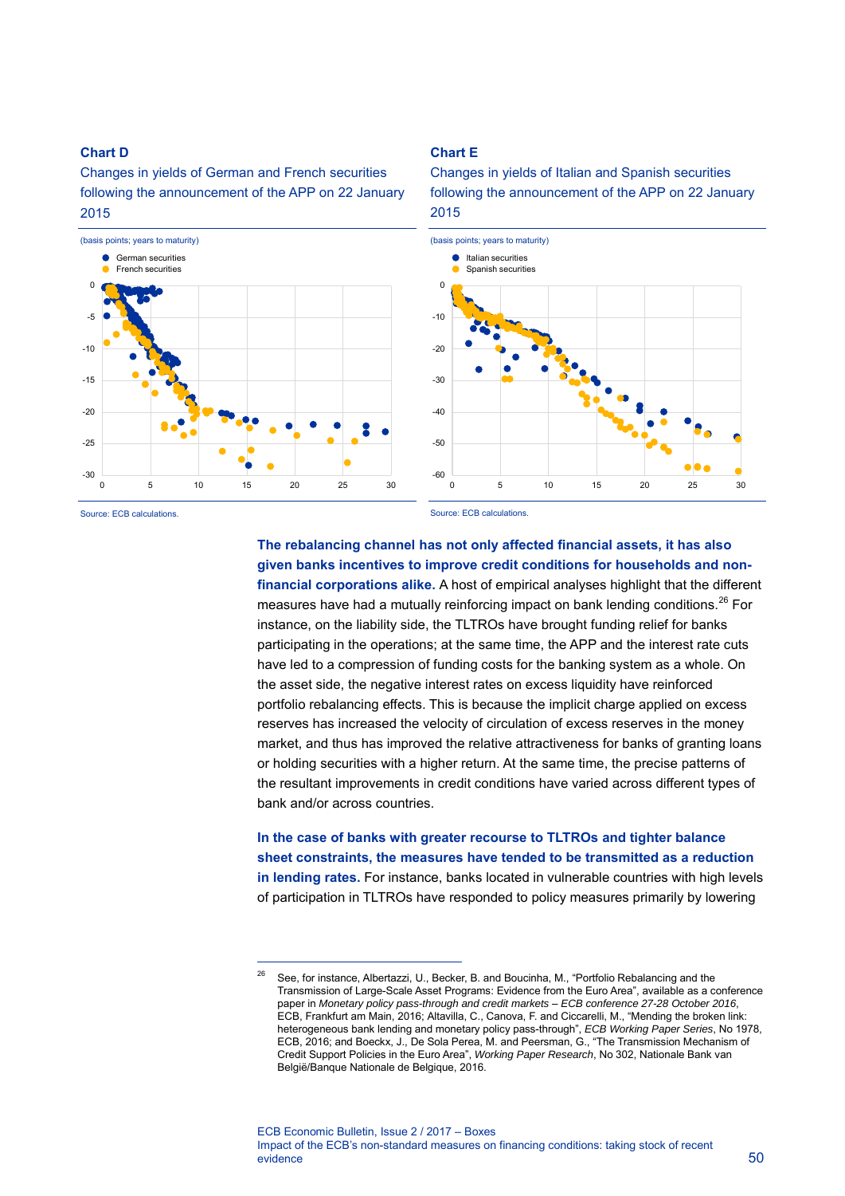**Chart D**

**Changes in yields of German and French securities following the announcement of the APP on 22 January 2015**

(basis points; years to maturity)

Source: ECB calculations.

**Chart E**

**Changes in yields of Italian and Spanish securities following the announcement of the APP on 22 January 2015**

(basis points; years to maturity)

Source: ECB calculations.

**The rebalancing channel has not only affected financial assets, it has also given banks incentives to improve credit conditions for households and non-financial corporations alike.** A host of empirical analyses highlight that the different measures have had a mutually reinforcing impact on bank lending conditions.[26] For instance, on the liability side, the TLTROs have brought funding relief for banks participating in the operations; at the same time, the APP and the interest rate cuts have led to a compression of funding costs for the banking system as a whole. On the asset side, the negative interest rates on excess liquidity have reinforced portfolio rebalancing effects. This is because the implicit charge applied on excess reserves has increased the velocity of circulation of excess reserves in the money market, and thus has improved the relative attractiveness for banks of granting loans or holding securities with a higher return. At the same time, the precise patterns of the resultant improvements in credit conditions have varied across different types of bank and/or across countries.

**In the case of banks with greater recourse to TLTROs and tighter balance sheet constraints, the measures have tended to be transmitted as a reduction in lending rates.** For instance, banks located in vulnerable countries with high levels of participation in TLTROs have responded to policy measures primarily by lowering

---

[26] See, for instance, Albertazzi, U., Becker, B. and Boucinha, M., "Portfolio Rebalancing and the Transmission of Large-Scale Asset Programs: Evidence from the Euro Area", available as a conference paper in *Monetary policy pass-through and credit markets – ECB conference 27-28 October 2016*, ECB, Frankfurt am Main, 2016; Altavilla, C., Canova, F. and Ciccarelli, M., "Mending the broken link: heterogeneous bank lending and monetary policy pass-through", *ECB Working Paper Series*, No 1978, ECB, 2016; and Boeckx, J., De Sola Perea, M. and Peersman, G., "The Transmission Mechanism of Credit Support Policies in the Euro Area", *Working Paper Research*, No 302, Nationale Bank van België/Banque Nationale de Belgique, 2016.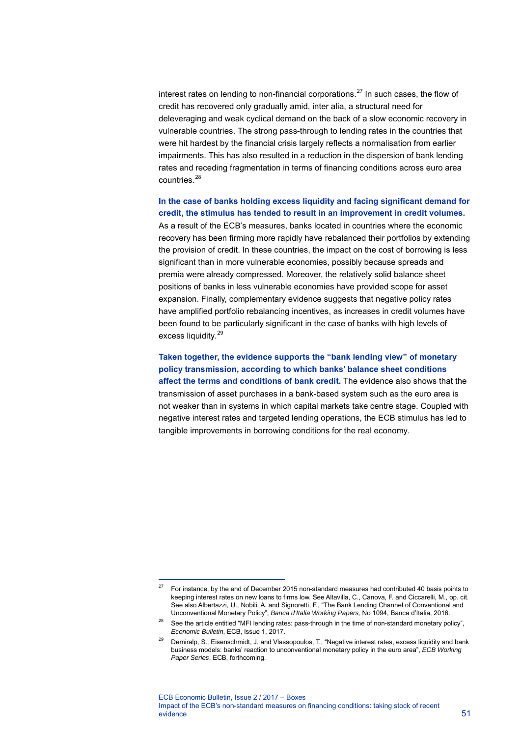interest rates on lending to non-financial corporations.[27] In such cases, the flow of credit has recovered only gradually amid, inter alia, a structural need for deleveraging and weak cyclical demand on the back of a slow economic recovery in vulnerable countries. The strong pass-through to lending rates in the countries that were hit hardest by the financial crisis largely reflects a normalisation from earlier impairments. This has also resulted in a reduction in the dispersion of bank lending rates and receding fragmentation in terms of financing conditions across euro area countries.[28]

**In the case of banks holding excess liquidity and facing significant demand for credit, the stimulus has tended to result in an improvement in credit volumes.** As a result of the ECB's measures, banks located in countries where the economic recovery has been firming more rapidly have rebalanced their portfolios by extending the provision of credit. In these countries, the impact on the cost of borrowing is less significant than in more vulnerable economies, possibly because spreads and premia were already compressed. Moreover, the relatively solid balance sheet positions of banks in less vulnerable economies have provided scope for asset expansion. Finally, complementary evidence suggests that negative policy rates have amplified portfolio rebalancing incentives, as increases in credit volumes have been found to be particularly significant in the case of banks with high levels of excess liquidity.[29]

**Taken together, the evidence supports the "bank lending view" of monetary policy transmission, according to which banks' balance sheet conditions affect the terms and conditions of bank credit.** The evidence also shows that the transmission of asset purchases in a bank-based system such as the euro area is not weaker than in systems in which capital markets take centre stage. Coupled with negative interest rates and targeted lending operations, the ECB stimulus has led to tangible improvements in borrowing conditions for the real economy.

---

[27] For instance, by the end of December 2015 non-standard measures had contributed 40 basis points to keeping interest rates on new loans to firms low. See Altavilla, C., Canova, F. and Ciccarelli, M., op. cit. See also Albertazzi, U., Nobili, A. and Signoretti, F., "The Bank Lending Channel of Conventional and Unconventional Monetary Policy", *Banca d'Italia Working Papers,* No 1094, Banca d'Italia, 2016.

[28] See the article entitled "MFI lending rates: pass-through in the time of non-standard monetary policy", *Economic Bulletin*, ECB, Issue 1, 2017.

[29] Demiralp, S., Eisenschmidt, J. and Vlassopoulos, T., "Negative interest rates, excess liquidity and bank business models: banks' reaction to unconventional monetary policy in the euro area", *ECB Working Paper Series*, ECB, forthcoming.